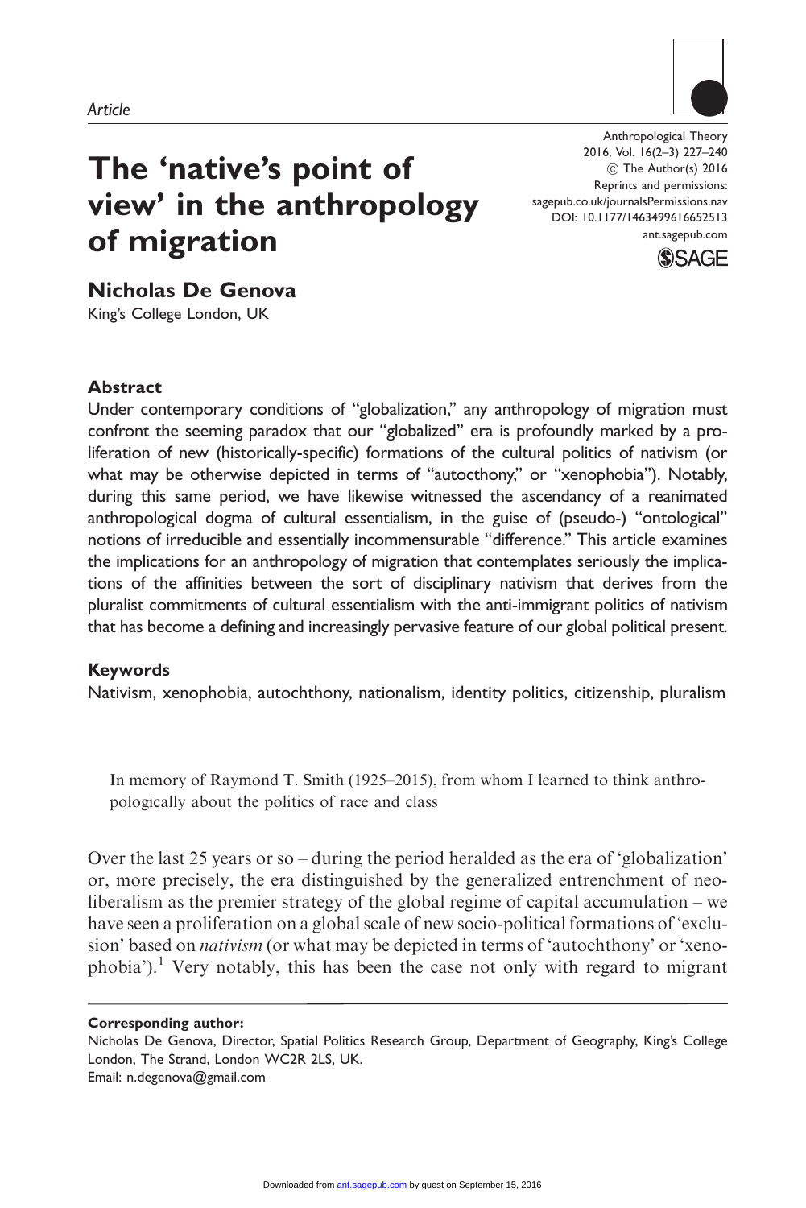*Article*

# The 'native's point of view' in the anthropology of migration

## Nicholas De Genova

King's College London, UK

Anthropological Theory
2016, Vol. 16(2–3) 227–240
© The Author(s) 2016
Reprints and permissions:
sagepub.co.uk/journalsPermissions.nav
DOI: 10.1177/1463499616652513
ant.sagepub.com

### Abstract

Under contemporary conditions of "globalization," any anthropology of migration must confront the seeming paradox that our "globalized" era is profoundly marked by a proliferation of new (historically-specific) formations of the cultural politics of nativism (or what may be otherwise depicted in terms of "autocthony," or "xenophobia"). Notably, during this same period, we have likewise witnessed the ascendancy of a reanimated anthropological dogma of cultural essentialism, in the guise of (pseudo-) "ontological" notions of irreducible and essentially incommensurable "difference." This article examines the implications for an anthropology of migration that contemplates seriously the implications of the affinities between the sort of disciplinary nativism that derives from the pluralist commitments of cultural essentialism with the anti-immigrant politics of nativism that has become a defining and increasingly pervasive feature of our global political present.

### Keywords

Nativism, xenophobia, autochthony, nationalism, identity politics, citizenship, pluralism

In memory of Raymond T. Smith (1925–2015), from whom I learned to think anthropologically about the politics of race and class

Over the last 25 years or so – during the period heralded as the era of 'globalization' or, more precisely, the era distinguished by the generalized entrenchment of neoliberalism as the premier strategy of the global regime of capital accumulation – we have seen a proliferation on a global scale of new socio-political formations of 'exclusion' based on *nativism* (or what may be depicted in terms of 'autochthony' or 'xenophobia').[1] Very notably, this has been the case not only with regard to migrant

**Corresponding author:**
Nicholas De Genova, Director, Spatial Politics Research Group, Department of Geography, King's College London, The Strand, London WC2R 2LS, UK.
Email: n.degenova@gmail.com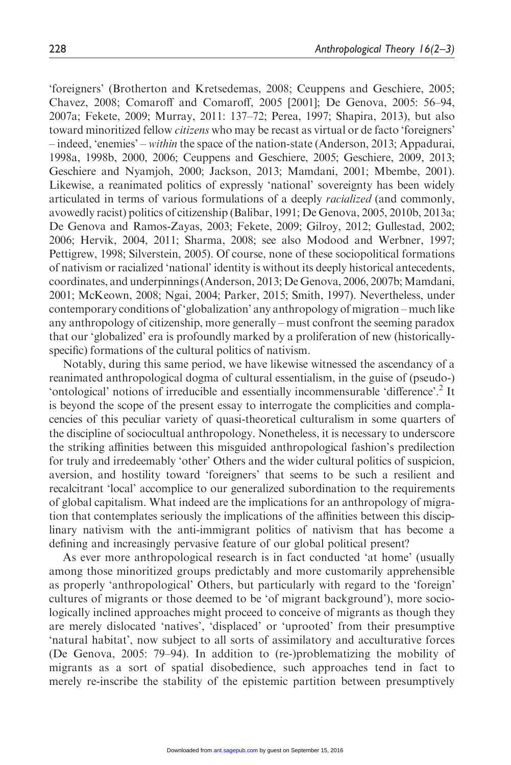'foreigners' (Brotherton and Kretsedemas, 2008; Ceuppens and Geschiere, 2005; Chavez, 2008; Comaroff and Comaroff, 2005 [2001]; De Genova, 2005: 56–94, 2007a; Fekete, 2009; Murray, 2011: 137–72; Perea, 1997; Shapira, 2013), but also toward minoritized fellow *citizens* who may be recast as virtual or de facto 'foreigners' – indeed, 'enemies' – *within* the space of the nation-state (Anderson, 2013; Appadurai, 1998a, 1998b, 2000, 2006; Ceuppens and Geschiere, 2005; Geschiere, 2009, 2013; Geschiere and Nyamjoh, 2000; Jackson, 2013; Mamdani, 2001; Mbembe, 2001). Likewise, a reanimated politics of expressly 'national' sovereignty has been widely articulated in terms of various formulations of a deeply *racialized* (and commonly, avowedly racist) politics of citizenship (Balibar, 1991; De Genova, 2005, 2010b, 2013a; De Genova and Ramos-Zayas, 2003; Fekete, 2009; Gilroy, 2012; Gullestad, 2002; 2006; Hervik, 2004, 2011; Sharma, 2008; see also Modood and Werbner, 1997; Pettigrew, 1998; Silverstein, 2005). Of course, none of these sociopolitical formations of nativism or racialized 'national' identity is without its deeply historical antecedents, coordinates, and underpinnings (Anderson, 2013; De Genova, 2006, 2007b; Mamdani, 2001; McKeown, 2008; Ngai, 2004; Parker, 2015; Smith, 1997). Nevertheless, under contemporary conditions of 'globalization' any anthropology of migration – much like any anthropology of citizenship, more generally – must confront the seeming paradox that our 'globalized' era is profoundly marked by a proliferation of new (historically-specific) formations of the cultural politics of nativism.

Notably, during this same period, we have likewise witnessed the ascendancy of a reanimated anthropological dogma of cultural essentialism, in the guise of (pseudo-) 'ontological' notions of irreducible and essentially incommensurable 'difference'.[2] It is beyond the scope of the present essay to interrogate the complicities and complacencies of this peculiar variety of quasi-theoretical culturalism in some quarters of the discipline of sociocultual anthropology. Nonetheless, it is necessary to underscore the striking affinities between this misguided anthropological fashion's predilection for truly and irredeemably 'other' Others and the wider cultural politics of suspicion, aversion, and hostility toward 'foreigners' that seems to be such a resilient and recalcitrant 'local' accomplice to our generalized subordination to the requirements of global capitalism. What indeed are the implications for an anthropology of migration that contemplates seriously the implications of the affinities between this disciplinary nativism with the anti-immigrant politics of nativism that has become a defining and increasingly pervasive feature of our global political present?

As ever more anthropological research is in fact conducted 'at home' (usually among those minoritized groups predictably and more customarily apprehensible as properly 'anthropological' Others, but particularly with regard to the 'foreign' cultures of migrants or those deemed to be 'of migrant background'), more sociologically inclined approaches might proceed to conceive of migrants as though they are merely dislocated 'natives', 'displaced' or 'uprooted' from their presumptive 'natural habitat', now subject to all sorts of assimilatory and acculturative forces (De Genova, 2005: 79–94). In addition to (re-)problematizing the mobility of migrants as a sort of spatial disobedience, such approaches tend in fact to merely re-inscribe the stability of the epistemic partition between presumptively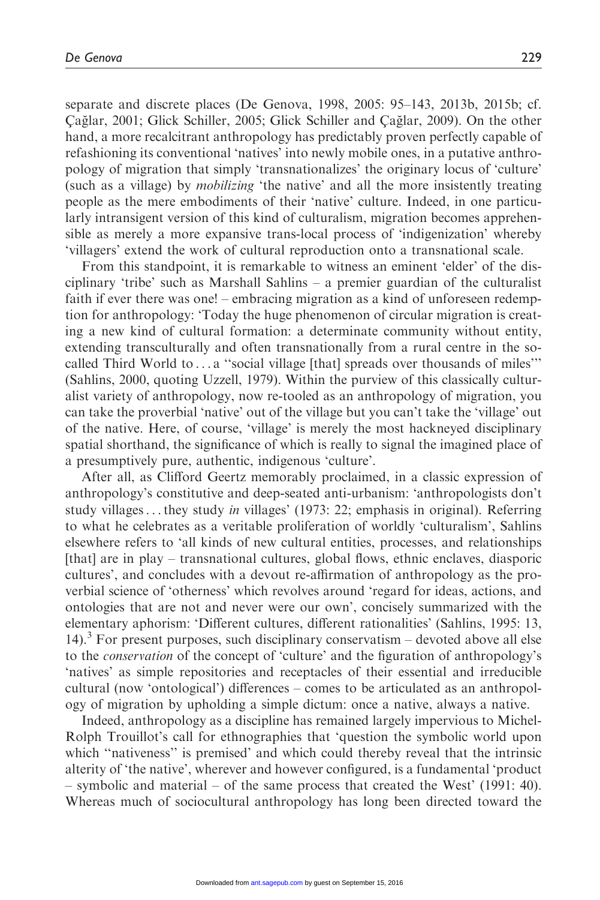separate and discrete places (De Genova, 1998, 2005: 95–143, 2013b, 2015b; cf. Çağlar, 2001; Glick Schiller, 2005; Glick Schiller and Çağlar, 2009). On the other hand, a more recalcitrant anthropology has predictably proven perfectly capable of refashioning its conventional 'natives' into newly mobile ones, in a putative anthropology of migration that simply 'transnationalizes' the originary locus of 'culture' (such as a village) by *mobilizing* 'the native' and all the more insistently treating people as the mere embodiments of their 'native' culture. Indeed, in one particularly intransigent version of this kind of culturalism, migration becomes apprehensible as merely a more expansive trans-local process of 'indigenization' whereby 'villagers' extend the work of cultural reproduction onto a transnational scale.

From this standpoint, it is remarkable to witness an eminent 'elder' of the disciplinary 'tribe' such as Marshall Sahlins – a premier guardian of the culturalist faith if ever there was one! – embracing migration as a kind of unforeseen redemption for anthropology: 'Today the huge phenomenon of circular migration is creating a new kind of cultural formation: a determinate community without entity, extending transculturally and often transnationally from a rural centre in the so-called Third World to . . . a ''social village [that] spreads over thousands of miles''' (Sahlins, 2000, quoting Uzzell, 1979). Within the purview of this classically culturalist variety of anthropology, now re-tooled as an anthropology of migration, you can take the proverbial 'native' out of the village but you can't take the 'village' out of the native. Here, of course, 'village' is merely the most hackneyed disciplinary spatial shorthand, the significance of which is really to signal the imagined place of a presumptively pure, authentic, indigenous 'culture'.

After all, as Clifford Geertz memorably proclaimed, in a classic expression of anthropology's constitutive and deep-seated anti-urbanism: 'anthropologists don't study villages . . . they study *in* villages' (1973: 22; emphasis in original). Referring to what he celebrates as a veritable proliferation of worldly 'culturalism', Sahlins elsewhere refers to 'all kinds of new cultural entities, processes, and relationships [that] are in play – transnational cultures, global flows, ethnic enclaves, diasporic cultures', and concludes with a devout re-affirmation of anthropology as the proverbial science of 'otherness' which revolves around 'regard for ideas, actions, and ontologies that are not and never were our own', concisely summarized with the elementary aphorism: 'Different cultures, different rationalities' (Sahlins, 1995: 13, 14).[3] For present purposes, such disciplinary conservatism – devoted above all else to the *conservation* of the concept of 'culture' and the figuration of anthropology's 'natives' as simple repositories and receptacles of their essential and irreducible cultural (now 'ontological') differences – comes to be articulated as an anthropology of migration by upholding a simple dictum: once a native, always a native.

Indeed, anthropology as a discipline has remained largely impervious to Michel-Rolph Trouillot's call for ethnographies that 'question the symbolic world upon which ''nativeness'' is premised' and which could thereby reveal that the intrinsic alterity of 'the native', wherever and however configured, is a fundamental 'product – symbolic and material – of the same process that created the West' (1991: 40). Whereas much of sociocultural anthropology has long been directed toward the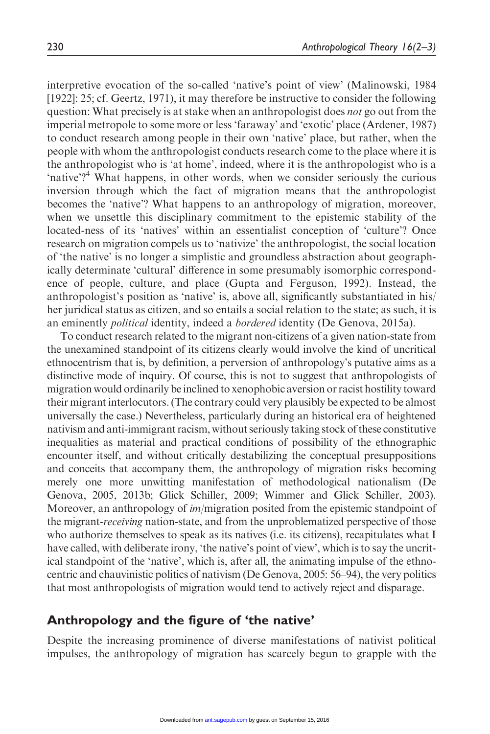interpretive evocation of the so-called 'native's point of view' (Malinowski, 1984 [1922]: 25; cf. Geertz, 1971), it may therefore be instructive to consider the following question: What precisely is at stake when an anthropologist does *not* go out from the imperial metropole to some more or less 'faraway' and 'exotic' place (Ardener, 1987) to conduct research among people in their own 'native' place, but rather, when the people with whom the anthropologist conducts research come to the place where it is the anthropologist who is 'at home', indeed, where it is the anthropologist who is a 'native'?[4] What happens, in other words, when we consider seriously the curious inversion through which the fact of migration means that the anthropologist becomes the 'native'? What happens to an anthropology of migration, moreover, when we unsettle this disciplinary commitment to the epistemic stability of the located-ness of its 'natives' within an essentialist conception of 'culture'? Once research on migration compels us to 'nativize' the anthropologist, the social location of 'the native' is no longer a simplistic and groundless abstraction about geographically determinate 'cultural' difference in some presumably isomorphic correspondence of people, culture, and place (Gupta and Ferguson, 1992). Instead, the anthropologist's position as 'native' is, above all, significantly substantiated in his/her juridical status as citizen, and so entails a social relation to the state; as such, it is an eminently *political* identity, indeed a *bordered* identity (De Genova, 2015a).

To conduct research related to the migrant non-citizens of a given nation-state from the unexamined standpoint of its citizens clearly would involve the kind of uncritical ethnocentrism that is, by definition, a perversion of anthropology's putative aims as a distinctive mode of inquiry. Of course, this is not to suggest that anthropologists of migration would ordinarily be inclined to xenophobic aversion or racist hostility toward their migrant interlocutors. (The contrary could very plausibly be expected to be almost universally the case.) Nevertheless, particularly during an historical era of heightened nativism and anti-immigrant racism, without seriously taking stock of these constitutive inequalities as material and practical conditions of possibility of the ethnographic encounter itself, and without critically destabilizing the conceptual presuppositions and conceits that accompany them, the anthropology of migration risks becoming merely one more unwitting manifestation of methodological nationalism (De Genova, 2005, 2013b; Glick Schiller, 2009; Wimmer and Glick Schiller, 2003). Moreover, an anthropology of *im*/migration posited from the epistemic standpoint of the migrant-*receiving* nation-state, and from the unproblematized perspective of those who authorize themselves to speak as its natives (i.e. its citizens), recapitulates what I have called, with deliberate irony, 'the native's point of view', which is to say the uncritical standpoint of the 'native', which is, after all, the animating impulse of the ethnocentric and chauvinistic politics of nativism (De Genova, 2005: 56–94), the very politics that most anthropologists of migration would tend to actively reject and disparage.

## Anthropology and the figure of 'the native'

Despite the increasing prominence of diverse manifestations of nativist political impulses, the anthropology of migration has scarcely begun to grapple with the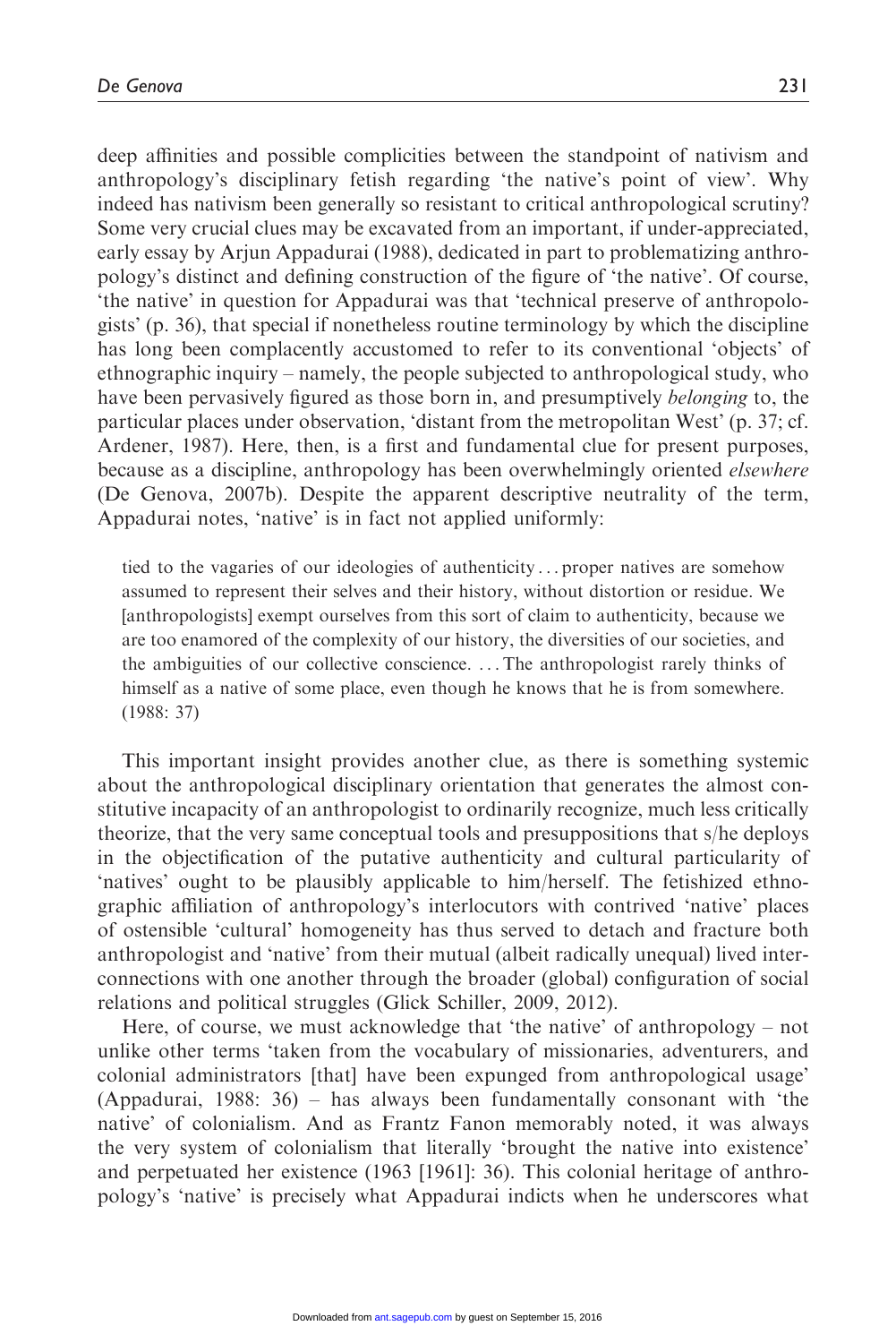deep affinities and possible complicities between the standpoint of nativism and anthropology's disciplinary fetish regarding 'the native's point of view'. Why indeed has nativism been generally so resistant to critical anthropological scrutiny? Some very crucial clues may be excavated from an important, if under-appreciated, early essay by Arjun Appadurai (1988), dedicated in part to problematizing anthropology's distinct and defining construction of the figure of 'the native'. Of course, 'the native' in question for Appadurai was that 'technical preserve of anthropologists' (p. 36), that special if nonetheless routine terminology by which the discipline has long been complacently accustomed to refer to its conventional 'objects' of ethnographic inquiry – namely, the people subjected to anthropological study, who have been pervasively figured as those born in, and presumptively *belonging* to, the particular places under observation, 'distant from the metropolitan West' (p. 37; cf. Ardener, 1987). Here, then, is a first and fundamental clue for present purposes, because as a discipline, anthropology has been overwhelmingly oriented *elsewhere* (De Genova, 2007b). Despite the apparent descriptive neutrality of the term, Appadurai notes, 'native' is in fact not applied uniformly:

> tied to the vagaries of our ideologies of authenticity... proper natives are somehow assumed to represent their selves and their history, without distortion or residue. We [anthropologists] exempt ourselves from this sort of claim to authenticity, because we are too enamored of the complexity of our history, the diversities of our societies, and the ambiguities of our collective conscience. ... The anthropologist rarely thinks of himself as a native of some place, even though he knows that he is from somewhere. (1988: 37)

This important insight provides another clue, as there is something systemic about the anthropological disciplinary orientation that generates the almost constitutive incapacity of an anthropologist to ordinarily recognize, much less critically theorize, that the very same conceptual tools and presuppositions that s/he deploys in the objectification of the putative authenticity and cultural particularity of 'natives' ought to be plausibly applicable to him/herself. The fetishized ethnographic affiliation of anthropology's interlocutors with contrived 'native' places of ostensible 'cultural' homogeneity has thus served to detach and fracture both anthropologist and 'native' from their mutual (albeit radically unequal) lived interconnections with one another through the broader (global) configuration of social relations and political struggles (Glick Schiller, 2009, 2012).

Here, of course, we must acknowledge that 'the native' of anthropology – not unlike other terms 'taken from the vocabulary of missionaries, adventurers, and colonial administrators [that] have been expunged from anthropological usage' (Appadurai, 1988: 36) – has always been fundamentally consonant with 'the native' of colonialism. And as Frantz Fanon memorably noted, it was always the very system of colonialism that literally 'brought the native into existence' and perpetuated her existence (1963 [1961]: 36). This colonial heritage of anthropology's 'native' is precisely what Appadurai indicts when he underscores what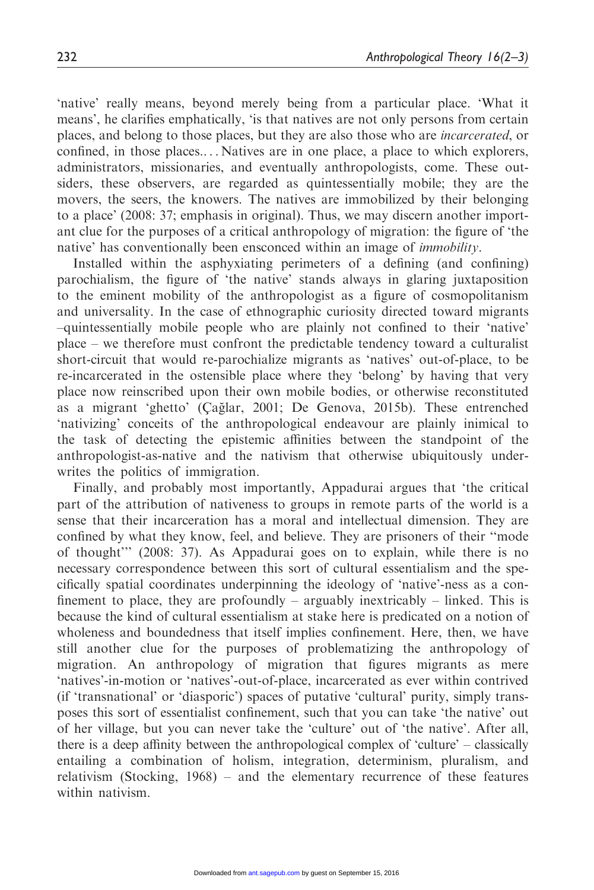'native' really means, beyond merely being from a particular place. 'What it means', he clarifies emphatically, 'is that natives are not only persons from certain places, and belong to those places, but they are also those who are *incarcerated*, or confined, in those places.... Natives are in one place, a place to which explorers, administrators, missionaries, and eventually anthropologists, come. These outsiders, these observers, are regarded as quintessentially mobile; they are the movers, the seers, the knowers. The natives are immobilized by their belonging to a place' (2008: 37; emphasis in original). Thus, we may discern another important clue for the purposes of a critical anthropology of migration: the figure of 'the native' has conventionally been ensconced within an image of *immobility*.

Installed within the asphyxiating perimeters of a defining (and confining) parochialism, the figure of 'the native' stands always in glaring juxtaposition to the eminent mobility of the anthropologist as a figure of cosmopolitanism and universality. In the case of ethnographic curiosity directed toward migrants –quintessentially mobile people who are plainly not confined to their 'native' place – we therefore must confront the predictable tendency toward a culturalist short-circuit that would re-parochialize migrants as 'natives' out-of-place, to be re-incarcerated in the ostensible place where they 'belong' by having that very place now reinscribed upon their own mobile bodies, or otherwise reconstituted as a migrant 'ghetto' (Çağlar, 2001; De Genova, 2015b). These entrenched 'nativizing' conceits of the anthropological endeavour are plainly inimical to the task of detecting the epistemic affinities between the standpoint of the anthropologist-as-native and the nativism that otherwise ubiquitously underwrites the politics of immigration.

Finally, and probably most importantly, Appadurai argues that 'the critical part of the attribution of nativeness to groups in remote parts of the world is a sense that their incarceration has a moral and intellectual dimension. They are confined by what they know, feel, and believe. They are prisoners of their "mode of thought"' (2008: 37). As Appadurai goes on to explain, while there is no necessary correspondence between this sort of cultural essentialism and the specifically spatial coordinates underpinning the ideology of 'native'-ness as a confinement to place, they are profoundly – arguably inextricably – linked. This is because the kind of cultural essentialism at stake here is predicated on a notion of wholeness and boundedness that itself implies confinement. Here, then, we have still another clue for the purposes of problematizing the anthropology of migration. An anthropology of migration that figures migrants as mere 'natives'-in-motion or 'natives'-out-of-place, incarcerated as ever within contrived (if 'transnational' or 'diasporic') spaces of putative 'cultural' purity, simply transposes this sort of essentialist confinement, such that you can take 'the native' out of her village, but you can never take the 'culture' out of 'the native'. After all, there is a deep affinity between the anthropological complex of 'culture' – classically entailing a combination of holism, integration, determinism, pluralism, and relativism (Stocking, 1968) – and the elementary recurrence of these features within nativism.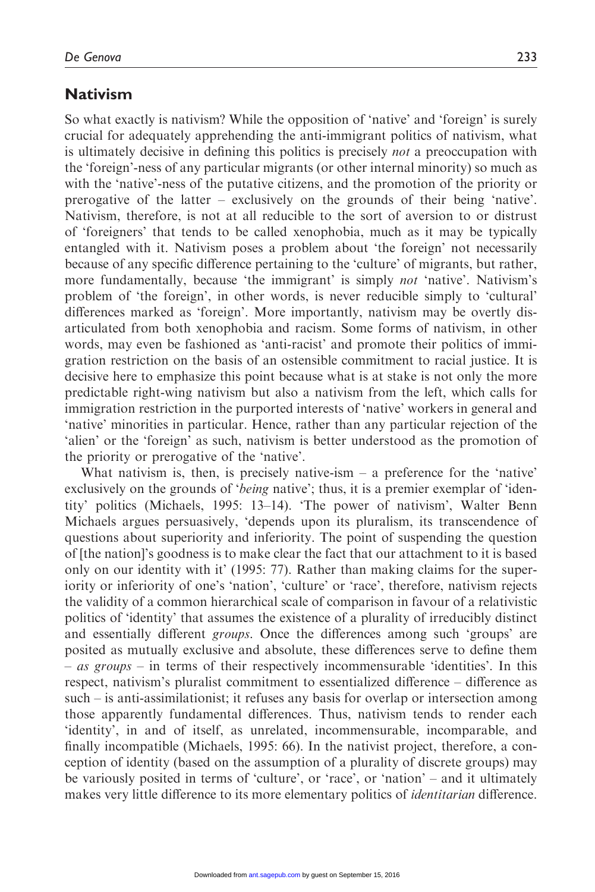## Nativism

So what exactly is nativism? While the opposition of 'native' and 'foreign' is surely crucial for adequately apprehending the anti-immigrant politics of nativism, what is ultimately decisive in defining this politics is precisely *not* a preoccupation with the 'foreign'-ness of any particular migrants (or other internal minority) so much as with the 'native'-ness of the putative citizens, and the promotion of the priority or prerogative of the latter – exclusively on the grounds of their being 'native'. Nativism, therefore, is not at all reducible to the sort of aversion to or distrust of 'foreigners' that tends to be called xenophobia, much as it may be typically entangled with it. Nativism poses a problem about 'the foreign' not necessarily because of any specific difference pertaining to the 'culture' of migrants, but rather, more fundamentally, because 'the immigrant' is simply *not* 'native'. Nativism's problem of 'the foreign', in other words, is never reducible simply to 'cultural' differences marked as 'foreign'. More importantly, nativism may be overtly disarticulated from both xenophobia and racism. Some forms of nativism, in other words, may even be fashioned as 'anti-racist' and promote their politics of immigration restriction on the basis of an ostensible commitment to racial justice. It is decisive here to emphasize this point because what is at stake is not only the more predictable right-wing nativism but also a nativism from the left, which calls for immigration restriction in the purported interests of 'native' workers in general and 'native' minorities in particular. Hence, rather than any particular rejection of the 'alien' or the 'foreign' as such, nativism is better understood as the promotion of the priority or prerogative of the 'native'.

What nativism is, then, is precisely native-ism – a preference for the 'native' exclusively on the grounds of '*being* native'; thus, it is a premier exemplar of 'identity' politics (Michaels, 1995: 13–14). 'The power of nativism', Walter Benn Michaels argues persuasively, 'depends upon its pluralism, its transcendence of questions about superiority and inferiority. The point of suspending the question of [the nation]'s goodness is to make clear the fact that our attachment to it is based only on our identity with it' (1995: 77). Rather than making claims for the superiority or inferiority of one's 'nation', 'culture' or 'race', therefore, nativism rejects the validity of a common hierarchical scale of comparison in favour of a relativistic politics of 'identity' that assumes the existence of a plurality of irreducibly distinct and essentially different *groups*. Once the differences among such 'groups' are posited as mutually exclusive and absolute, these differences serve to define them – *as groups* – in terms of their respectively incommensurable 'identities'. In this respect, nativism's pluralist commitment to essentialized difference – difference as such – is anti-assimilationist; it refuses any basis for overlap or intersection among those apparently fundamental differences. Thus, nativism tends to render each 'identity', in and of itself, as unrelated, incommensurable, incomparable, and finally incompatible (Michaels, 1995: 66). In the nativist project, therefore, a conception of identity (based on the assumption of a plurality of discrete groups) may be variously posited in terms of 'culture', or 'race', or 'nation' – and it ultimately makes very little difference to its more elementary politics of *identitarian* difference.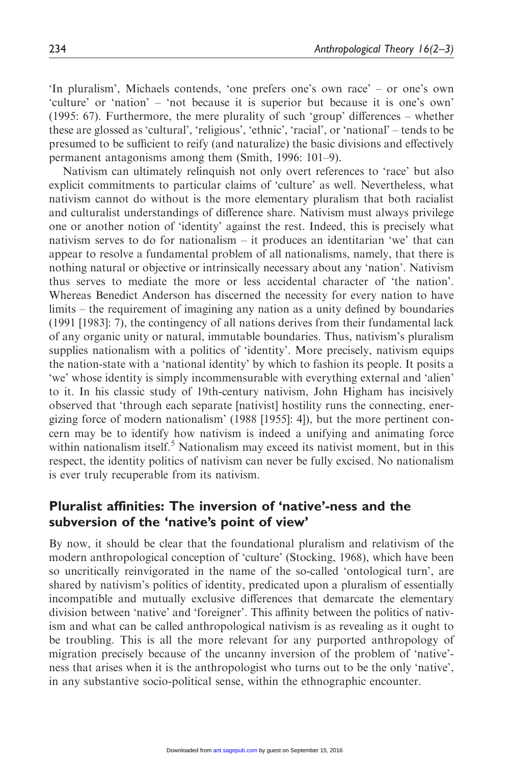'In pluralism', Michaels contends, 'one prefers one's own race' – or one's own 'culture' or 'nation' – 'not because it is superior but because it is one's own' (1995: 67). Furthermore, the mere plurality of such 'group' differences – whether these are glossed as 'cultural', 'religious', 'ethnic', 'racial', or 'national' – tends to be presumed to be sufficient to reify (and naturalize) the basic divisions and effectively permanent antagonisms among them (Smith, 1996: 101–9).

Nativism can ultimately relinquish not only overt references to 'race' but also explicit commitments to particular claims of 'culture' as well. Nevertheless, what nativism cannot do without is the more elementary pluralism that both racialist and culturalist understandings of difference share. Nativism must always privilege one or another notion of 'identity' against the rest. Indeed, this is precisely what nativism serves to do for nationalism – it produces an identitarian 'we' that can appear to resolve a fundamental problem of all nationalisms, namely, that there is nothing natural or objective or intrinsically necessary about any 'nation'. Nativism thus serves to mediate the more or less accidental character of 'the nation'. Whereas Benedict Anderson has discerned the necessity for every nation to have limits – the requirement of imagining any nation as a unity defined by boundaries (1991 [1983]: 7), the contingency of all nations derives from their fundamental lack of any organic unity or natural, immutable boundaries. Thus, nativism's pluralism supplies nationalism with a politics of 'identity'. More precisely, nativism equips the nation-state with a 'national identity' by which to fashion its people. It posits a 'we' whose identity is simply incommensurable with everything external and 'alien' to it. In his classic study of 19th-century nativism, John Higham has incisively observed that 'through each separate [nativist] hostility runs the connecting, energizing force of modern nationalism' (1988 [1955]: 4]), but the more pertinent concern may be to identify how nativism is indeed a unifying and animating force within nationalism itself.[5] Nationalism may exceed its nativist moment, but in this respect, the identity politics of nativism can never be fully excised. No nationalism is ever truly recuperable from its nativism.

## Pluralist affinities: The inversion of 'native'-ness and the subversion of the 'native's point of view'

By now, it should be clear that the foundational pluralism and relativism of the modern anthropological conception of 'culture' (Stocking, 1968), which have been so uncritically reinvigorated in the name of the so-called 'ontological turn', are shared by nativism's politics of identity, predicated upon a pluralism of essentially incompatible and mutually exclusive differences that demarcate the elementary division between 'native' and 'foreigner'. This affinity between the politics of nativism and what can be called anthropological nativism is as revealing as it ought to be troubling. This is all the more relevant for any purported anthropology of migration precisely because of the uncanny inversion of the problem of 'native'-ness that arises when it is the anthropologist who turns out to be the only 'native', in any substantive socio-political sense, within the ethnographic encounter.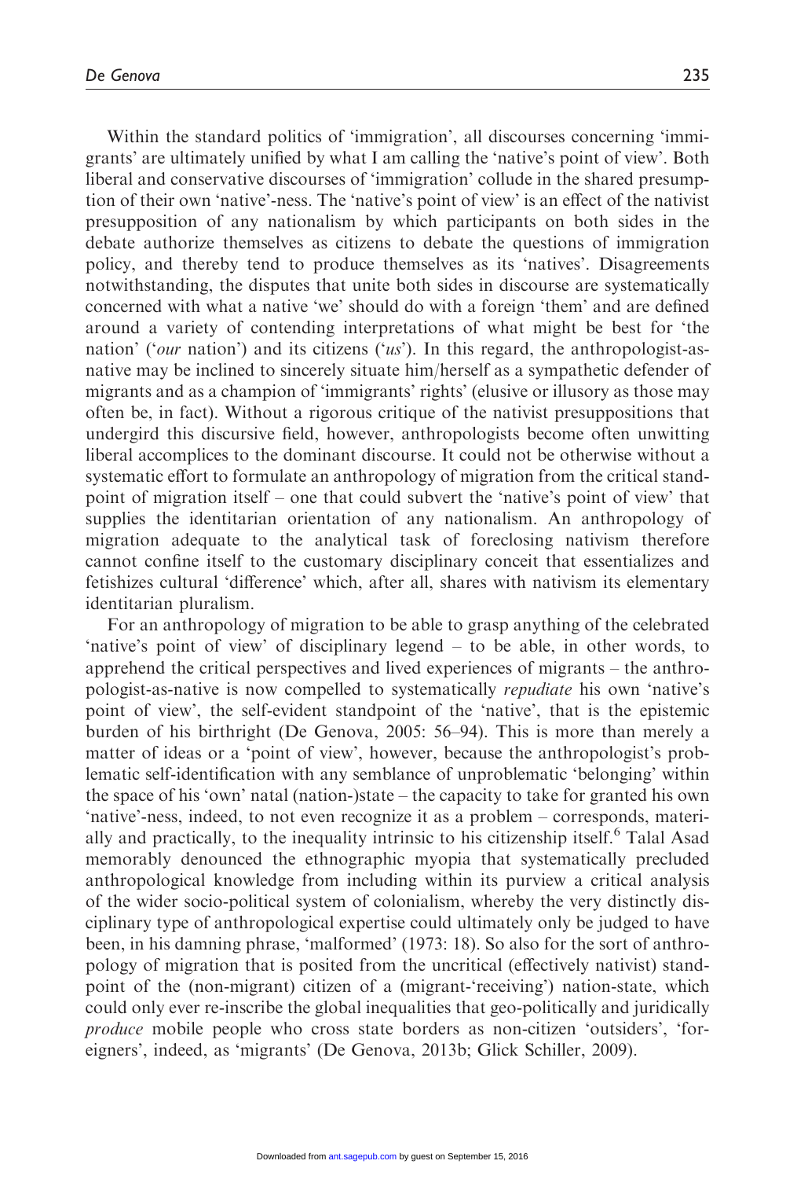Within the standard politics of 'immigration', all discourses concerning 'immigrants' are ultimately unified by what I am calling the 'native's point of view'. Both liberal and conservative discourses of 'immigration' collude in the shared presumption of their own 'native'-ness. The 'native's point of view' is an effect of the nativist presupposition of any nationalism by which participants on both sides in the debate authorize themselves as citizens to debate the questions of immigration policy, and thereby tend to produce themselves as its 'natives'. Disagreements notwithstanding, the disputes that unite both sides in discourse are systematically concerned with what a native 'we' should do with a foreign 'them' and are defined around a variety of contending interpretations of what might be best for 'the nation' ('*our* nation') and its citizens ('*us*'). In this regard, the anthropologist-as-native may be inclined to sincerely situate him/herself as a sympathetic defender of migrants and as a champion of 'immigrants' rights' (elusive or illusory as those may often be, in fact). Without a rigorous critique of the nativist presuppositions that undergird this discursive field, however, anthropologists become often unwitting liberal accomplices to the dominant discourse. It could not be otherwise without a systematic effort to formulate an anthropology of migration from the critical standpoint of migration itself – one that could subvert the 'native's point of view' that supplies the identitarian orientation of any nationalism. An anthropology of migration adequate to the analytical task of foreclosing nativism therefore cannot confine itself to the customary disciplinary conceit that essentializes and fetishizes cultural 'difference' which, after all, shares with nativism its elementary identitarian pluralism.

For an anthropology of migration to be able to grasp anything of the celebrated 'native's point of view' of disciplinary legend – to be able, in other words, to apprehend the critical perspectives and lived experiences of migrants – the anthropologist-as-native is now compelled to systematically *repudiate* his own 'native's point of view', the self-evident standpoint of the 'native', that is the epistemic burden of his birthright (De Genova, 2005: 56–94). This is more than merely a matter of ideas or a 'point of view', however, because the anthropologist's problematic self-identification with any semblance of unproblematic 'belonging' within the space of his 'own' natal (nation-)state – the capacity to take for granted his own 'native'-ness, indeed, to not even recognize it as a problem – corresponds, materially and practically, to the inequality intrinsic to his citizenship itself.[6] Talal Asad memorably denounced the ethnographic myopia that systematically precluded anthropological knowledge from including within its purview a critical analysis of the wider socio-political system of colonialism, whereby the very distinctly disciplinary type of anthropological expertise could ultimately only be judged to have been, in his damning phrase, 'malformed' (1973: 18). So also for the sort of anthropology of migration that is posited from the uncritical (effectively nativist) standpoint of the (non-migrant) citizen of a (migrant-'receiving') nation-state, which could only ever re-inscribe the global inequalities that geo-politically and juridically *produce* mobile people who cross state borders as non-citizen 'outsiders', 'foreigners', indeed, as 'migrants' (De Genova, 2013b; Glick Schiller, 2009).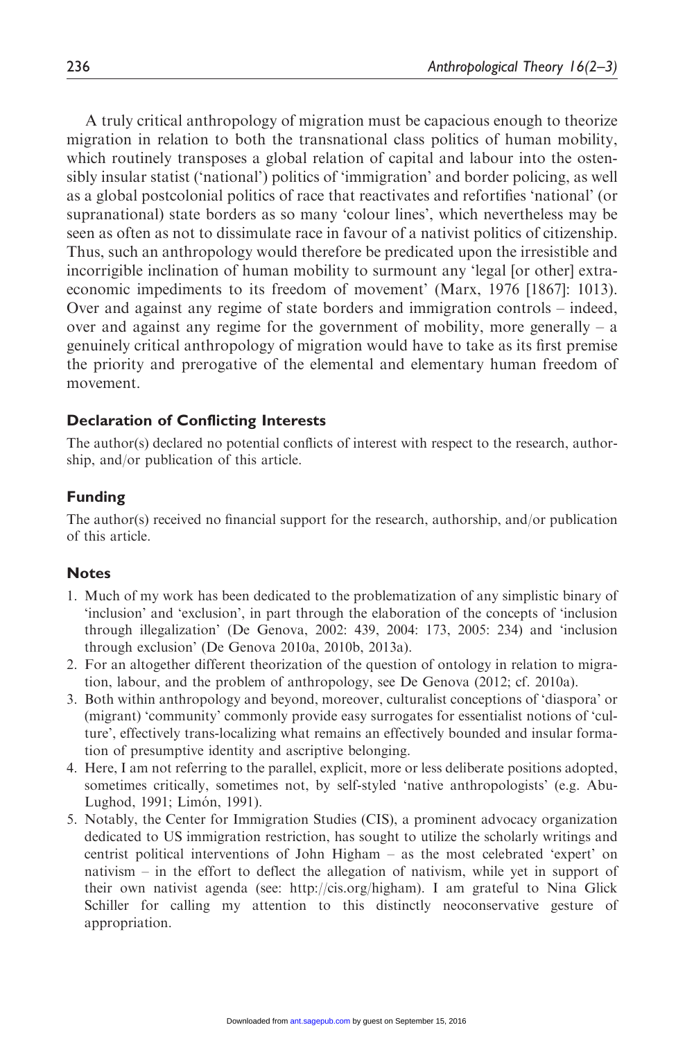A truly critical anthropology of migration must be capacious enough to theorize migration in relation to both the transnational class politics of human mobility, which routinely transposes a global relation of capital and labour into the ostensibly insular statist ('national') politics of 'immigration' and border policing, as well as a global postcolonial politics of race that reactivates and refortifies 'national' (or supranational) state borders as so many 'colour lines', which nevertheless may be seen as often as not to dissimulate race in favour of a nativist politics of citizenship. Thus, such an anthropology would therefore be predicated upon the irresistible and incorrigible inclination of human mobility to surmount any 'legal [or other] extra-economic impediments to its freedom of movement' (Marx, 1976 [1867]: 1013). Over and against any regime of state borders and immigration controls – indeed, over and against any regime for the government of mobility, more generally – a genuinely critical anthropology of migration would have to take as its first premise the priority and prerogative of the elemental and elementary human freedom of movement.

### Declaration of Conflicting Interests

The author(s) declared no potential conflicts of interest with respect to the research, authorship, and/or publication of this article.

### Funding

The author(s) received no financial support for the research, authorship, and/or publication of this article.

### Notes

1. Much of my work has been dedicated to the problematization of any simplistic binary of 'inclusion' and 'exclusion', in part through the elaboration of the concepts of 'inclusion through illegalization' (De Genova, 2002: 439, 2004: 173, 2005: 234) and 'inclusion through exclusion' (De Genova 2010a, 2010b, 2013a).
2. For an altogether different theorization of the question of ontology in relation to migration, labour, and the problem of anthropology, see De Genova (2012; cf. 2010a).
3. Both within anthropology and beyond, moreover, culturalist conceptions of 'diaspora' or (migrant) 'community' commonly provide easy surrogates for essentialist notions of 'culture', effectively trans-localizing what remains an effectively bounded and insular formation of presumptive identity and ascriptive belonging.
4. Here, I am not referring to the parallel, explicit, more or less deliberate positions adopted, sometimes critically, sometimes not, by self-styled 'native anthropologists' (e.g. Abu-Lughod, 1991; Limón, 1991).
5. Notably, the Center for Immigration Studies (CIS), a prominent advocacy organization dedicated to US immigration restriction, has sought to utilize the scholarly writings and centrist political interventions of John Higham – as the most celebrated 'expert' on nativism – in the effort to deflect the allegation of nativism, while yet in support of their own nativist agenda (see: http://cis.org/higham). I am grateful to Nina Glick Schiller for calling my attention to this distinctly neoconservative gesture of appropriation.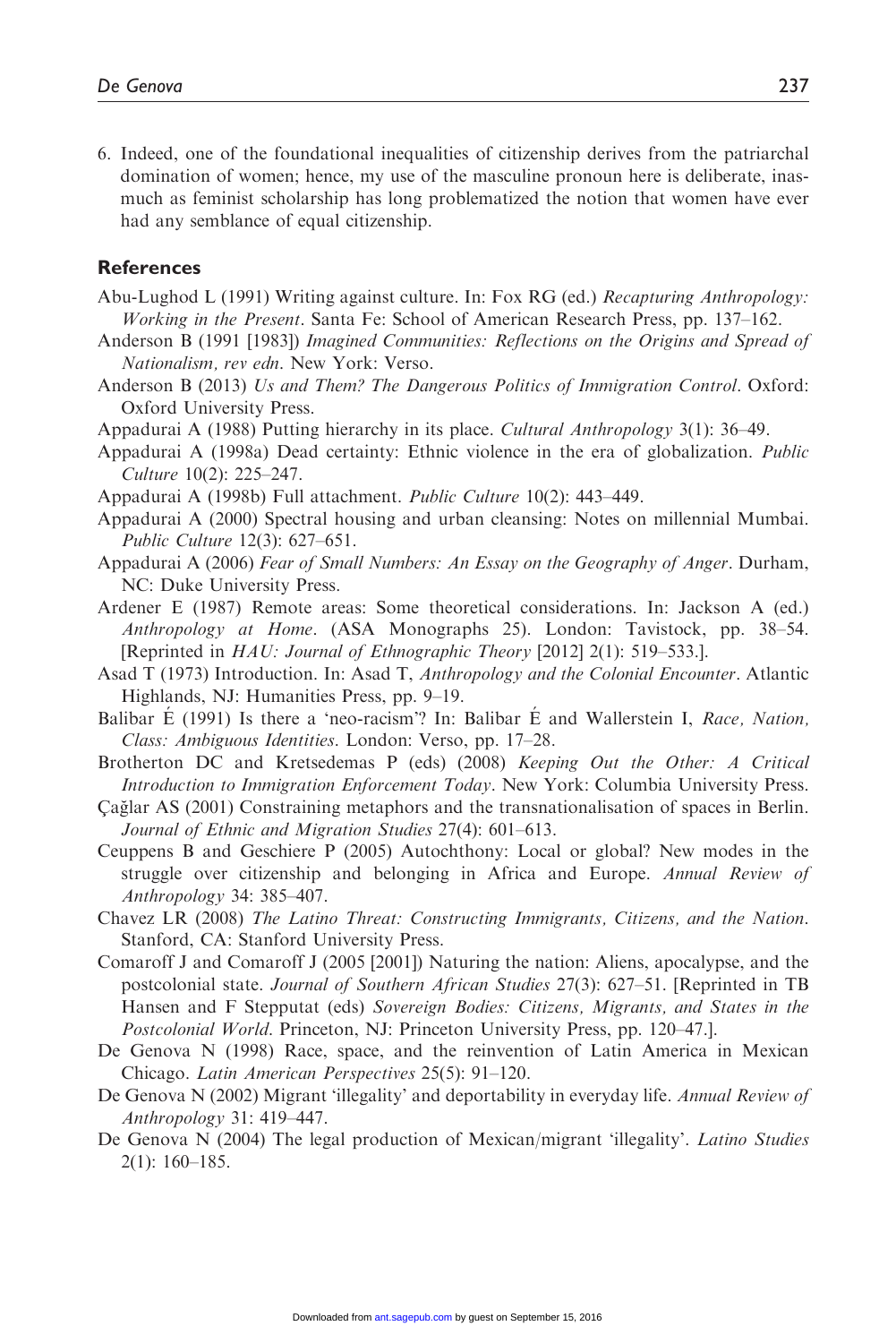6. Indeed, one of the foundational inequalities of citizenship derives from the patriarchal domination of women; hence, my use of the masculine pronoun here is deliberate, inasmuch as feminist scholarship has long problematized the notion that women have ever had any semblance of equal citizenship.

## References

Abu-Lughod L (1991) Writing against culture. In: Fox RG (ed.) *Recapturing Anthropology: Working in the Present*. Santa Fe: School of American Research Press, pp. 137–162.

Anderson B (1991 [1983]) *Imagined Communities: Reflections on the Origins and Spread of Nationalism, rev edn*. New York: Verso.

Anderson B (2013) *Us and Them? The Dangerous Politics of Immigration Control*. Oxford: Oxford University Press.

Appadurai A (1988) Putting hierarchy in its place. *Cultural Anthropology* 3(1): 36–49.

Appadurai A (1998a) Dead certainty: Ethnic violence in the era of globalization. *Public Culture* 10(2): 225–247.

Appadurai A (1998b) Full attachment. *Public Culture* 10(2): 443–449.

Appadurai A (2000) Spectral housing and urban cleansing: Notes on millennial Mumbai. *Public Culture* 12(3): 627–651.

Appadurai A (2006) *Fear of Small Numbers: An Essay on the Geography of Anger*. Durham, NC: Duke University Press.

Ardener E (1987) Remote areas: Some theoretical considerations. In: Jackson A (ed.) *Anthropology at Home*. (ASA Monographs 25). London: Tavistock, pp. 38–54. [Reprinted in *HAU: Journal of Ethnographic Theory* [2012] 2(1): 519–533.].

Asad T (1973) Introduction. In: Asad T, *Anthropology and the Colonial Encounter*. Atlantic Highlands, NJ: Humanities Press, pp. 9–19.

Balibar É (1991) Is there a 'neo-racism'? In: Balibar É and Wallerstein I, *Race, Nation, Class: Ambiguous Identities*. London: Verso, pp. 17–28.

Brotherton DC and Kretsedemas P (eds) (2008) *Keeping Out the Other: A Critical Introduction to Immigration Enforcement Today*. New York: Columbia University Press.

Çağlar AS (2001) Constraining metaphors and the transnationalisation of spaces in Berlin. *Journal of Ethnic and Migration Studies* 27(4): 601–613.

Ceuppens B and Geschiere P (2005) Autochthony: Local or global? New modes in the struggle over citizenship and belonging in Africa and Europe. *Annual Review of Anthropology* 34: 385–407.

Chavez LR (2008) *The Latino Threat: Constructing Immigrants, Citizens, and the Nation*. Stanford, CA: Stanford University Press.

Comaroff J and Comaroff J (2005 [2001]) Naturing the nation: Aliens, apocalypse, and the postcolonial state. *Journal of Southern African Studies* 27(3): 627–51. [Reprinted in TB Hansen and F Stepputat (eds) *Sovereign Bodies: Citizens, Migrants, and States in the Postcolonial World*. Princeton, NJ: Princeton University Press, pp. 120–47.].

De Genova N (1998) Race, space, and the reinvention of Latin America in Mexican Chicago. *Latin American Perspectives* 25(5): 91–120.

De Genova N (2002) Migrant 'illegality' and deportability in everyday life. *Annual Review of Anthropology* 31: 419–447.

De Genova N (2004) The legal production of Mexican/migrant 'illegality'. *Latino Studies* 2(1): 160–185.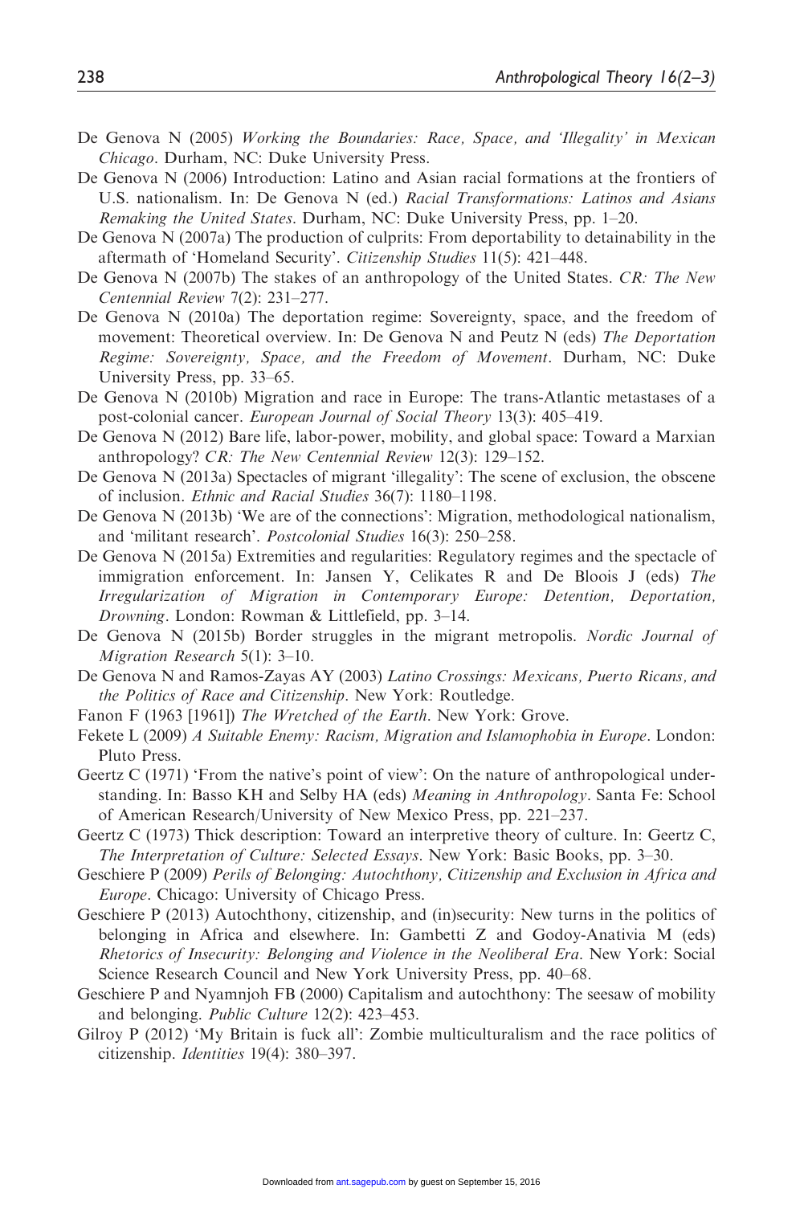De Genova N (2005) *Working the Boundaries: Race, Space, and 'Illegality' in Mexican Chicago*. Durham, NC: Duke University Press.

De Genova N (2006) Introduction: Latino and Asian racial formations at the frontiers of U.S. nationalism. In: De Genova N (ed.) *Racial Transformations: Latinos and Asians Remaking the United States*. Durham, NC: Duke University Press, pp. 1–20.

De Genova N (2007a) The production of culprits: From deportability to detainability in the aftermath of 'Homeland Security'. *Citizenship Studies* 11(5): 421–448.

De Genova N (2007b) The stakes of an anthropology of the United States. *CR: The New Centennial Review* 7(2): 231–277.

De Genova N (2010a) The deportation regime: Sovereignty, space, and the freedom of movement: Theoretical overview. In: De Genova N and Peutz N (eds) *The Deportation Regime: Sovereignty, Space, and the Freedom of Movement*. Durham, NC: Duke University Press, pp. 33–65.

De Genova N (2010b) Migration and race in Europe: The trans-Atlantic metastases of a post-colonial cancer. *European Journal of Social Theory* 13(3): 405–419.

De Genova N (2012) Bare life, labor-power, mobility, and global space: Toward a Marxian anthropology? *CR: The New Centennial Review* 12(3): 129–152.

De Genova N (2013a) Spectacles of migrant 'illegality': The scene of exclusion, the obscene of inclusion. *Ethnic and Racial Studies* 36(7): 1180–1198.

De Genova N (2013b) 'We are of the connections': Migration, methodological nationalism, and 'militant research'. *Postcolonial Studies* 16(3): 250–258.

De Genova N (2015a) Extremities and regularities: Regulatory regimes and the spectacle of immigration enforcement. In: Jansen Y, Celikates R and De Bloois J (eds) *The Irregularization of Migration in Contemporary Europe: Detention, Deportation, Drowning*. London: Rowman & Littlefield, pp. 3–14.

De Genova N (2015b) Border struggles in the migrant metropolis. *Nordic Journal of Migration Research* 5(1): 3–10.

De Genova N and Ramos-Zayas AY (2003) *Latino Crossings: Mexicans, Puerto Ricans, and the Politics of Race and Citizenship*. New York: Routledge.

Fanon F (1963 [1961]) *The Wretched of the Earth*. New York: Grove.

Fekete L (2009) *A Suitable Enemy: Racism, Migration and Islamophobia in Europe*. London: Pluto Press.

Geertz C (1971) 'From the native's point of view': On the nature of anthropological understanding. In: Basso KH and Selby HA (eds) *Meaning in Anthropology*. Santa Fe: School of American Research/University of New Mexico Press, pp. 221–237.

Geertz C (1973) Thick description: Toward an interpretive theory of culture. In: Geertz C, *The Interpretation of Culture: Selected Essays*. New York: Basic Books, pp. 3–30.

Geschiere P (2009) *Perils of Belonging: Autochthony, Citizenship and Exclusion in Africa and Europe*. Chicago: University of Chicago Press.

Geschiere P (2013) Autochthony, citizenship, and (in)security: New turns in the politics of belonging in Africa and elsewhere. In: Gambetti Z and Godoy-Anativia M (eds) *Rhetorics of Insecurity: Belonging and Violence in the Neoliberal Era*. New York: Social Science Research Council and New York University Press, pp. 40–68.

Geschiere P and Nyamnjoh FB (2000) Capitalism and autochthony: The seesaw of mobility and belonging. *Public Culture* 12(2): 423–453.

Gilroy P (2012) 'My Britain is fuck all': Zombie multiculturalism and the race politics of citizenship. *Identities* 19(4): 380–397.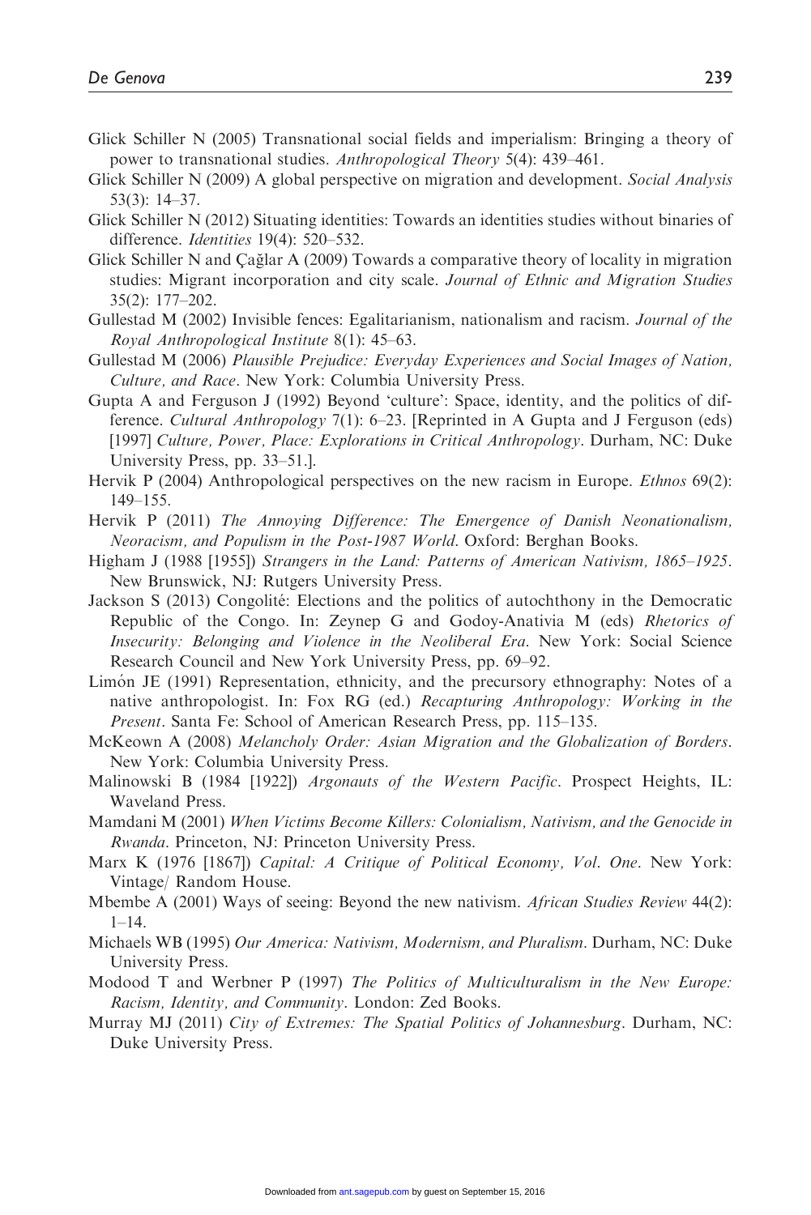Glick Schiller N (2005) Transnational social fields and imperialism: Bringing a theory of power to transnational studies. *Anthropological Theory* 5(4): 439–461.

Glick Schiller N (2009) A global perspective on migration and development. *Social Analysis* 53(3): 14–37.

Glick Schiller N (2012) Situating identities: Towards an identities studies without binaries of difference. *Identities* 19(4): 520–532.

Glick Schiller N and Çağlar A (2009) Towards a comparative theory of locality in migration studies: Migrant incorporation and city scale. *Journal of Ethnic and Migration Studies* 35(2): 177–202.

Gullestad M (2002) Invisible fences: Egalitarianism, nationalism and racism. *Journal of the Royal Anthropological Institute* 8(1): 45–63.

Gullestad M (2006) *Plausible Prejudice: Everyday Experiences and Social Images of Nation, Culture, and Race*. New York: Columbia University Press.

Gupta A and Ferguson J (1992) Beyond 'culture': Space, identity, and the politics of difference. *Cultural Anthropology* 7(1): 6–23. [Reprinted in A Gupta and J Ferguson (eds) [1997] *Culture, Power, Place: Explorations in Critical Anthropology*. Durham, NC: Duke University Press, pp. 33–51.].

Hervik P (2004) Anthropological perspectives on the new racism in Europe. *Ethnos* 69(2): 149–155.

Hervik P (2011) *The Annoying Difference: The Emergence of Danish Neonationalism, Neoracism, and Populism in the Post-1987 World*. Oxford: Berghan Books.

Higham J (1988 [1955]) *Strangers in the Land: Patterns of American Nativism, 1865–1925*. New Brunswick, NJ: Rutgers University Press.

Jackson S (2013) Congolité: Elections and the politics of autochthony in the Democratic Republic of the Congo. In: Zeynep G and Godoy-Anativia M (eds) *Rhetorics of Insecurity: Belonging and Violence in the Neoliberal Era*. New York: Social Science Research Council and New York University Press, pp. 69–92.

Limón JE (1991) Representation, ethnicity, and the precursory ethnography: Notes of a native anthropologist. In: Fox RG (ed.) *Recapturing Anthropology: Working in the Present*. Santa Fe: School of American Research Press, pp. 115–135.

McKeown A (2008) *Melancholy Order: Asian Migration and the Globalization of Borders*. New York: Columbia University Press.

Malinowski B (1984 [1922]) *Argonauts of the Western Pacific*. Prospect Heights, IL: Waveland Press.

Mamdani M (2001) *When Victims Become Killers: Colonialism, Nativism, and the Genocide in Rwanda*. Princeton, NJ: Princeton University Press.

Marx K (1976 [1867]) *Capital: A Critique of Political Economy, Vol. One*. New York: Vintage/ Random House.

Mbembe A (2001) Ways of seeing: Beyond the new nativism. *African Studies Review* 44(2): 1–14.

Michaels WB (1995) *Our America: Nativism, Modernism, and Pluralism*. Durham, NC: Duke University Press.

Modood T and Werbner P (1997) *The Politics of Multiculturalism in the New Europe: Racism, Identity, and Community*. London: Zed Books.

Murray MJ (2011) *City of Extremes: The Spatial Politics of Johannesburg*. Durham, NC: Duke University Press.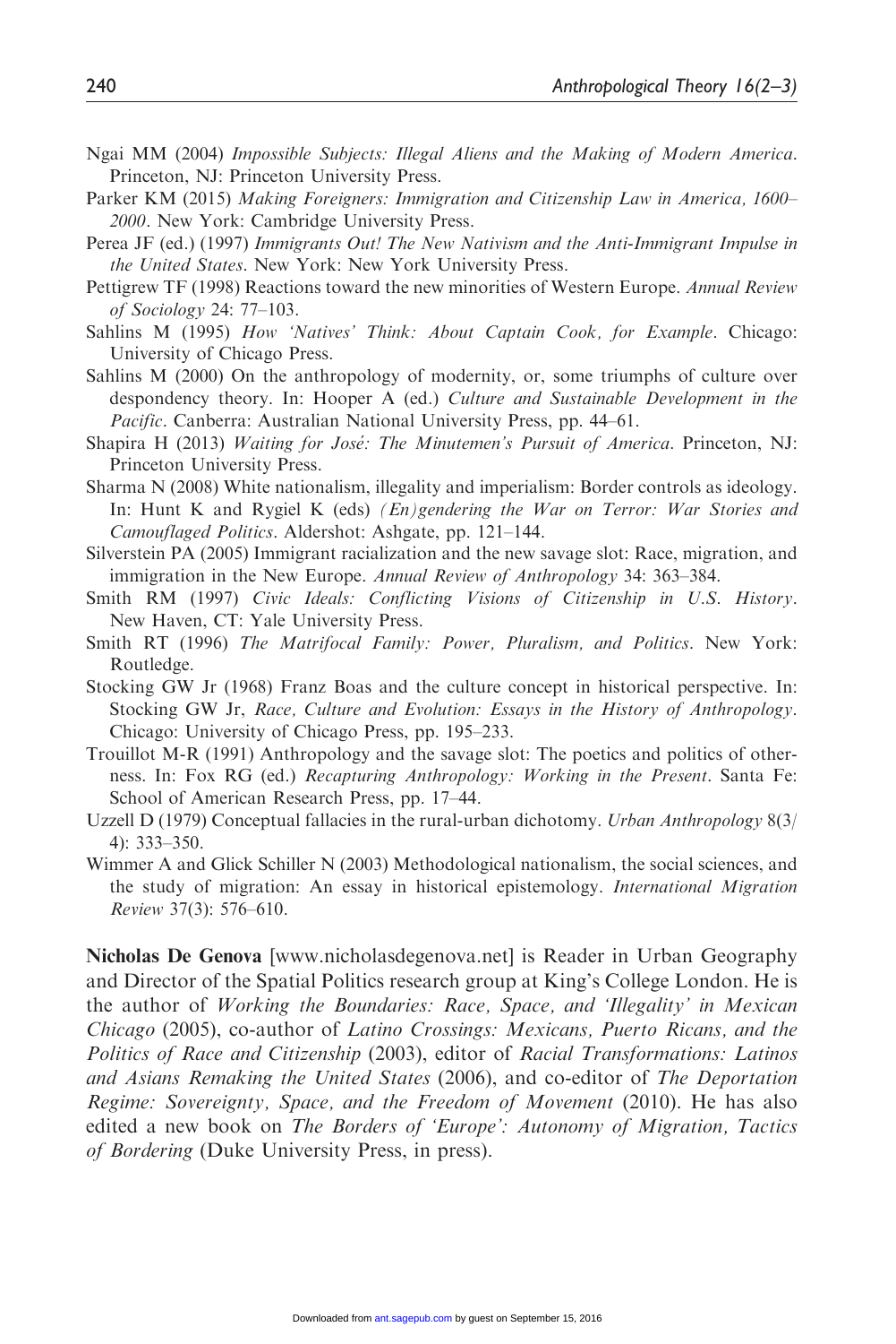Ngai MM (2004) *Impossible Subjects: Illegal Aliens and the Making of Modern America*. Princeton, NJ: Princeton University Press.

Parker KM (2015) *Making Foreigners: Immigration and Citizenship Law in America, 1600–2000*. New York: Cambridge University Press.

Perea JF (ed.) (1997) *Immigrants Out! The New Nativism and the Anti-Immigrant Impulse in the United States*. New York: New York University Press.

Pettigrew TF (1998) Reactions toward the new minorities of Western Europe. *Annual Review of Sociology* 24: 77–103.

Sahlins M (1995) *How 'Natives' Think: About Captain Cook, for Example*. Chicago: University of Chicago Press.

Sahlins M (2000) On the anthropology of modernity, or, some triumphs of culture over despondency theory. In: Hooper A (ed.) *Culture and Sustainable Development in the Pacific*. Canberra: Australian National University Press, pp. 44–61.

Shapira H (2013) *Waiting for José: The Minutemen's Pursuit of America*. Princeton, NJ: Princeton University Press.

Sharma N (2008) White nationalism, illegality and imperialism: Border controls as ideology. In: Hunt K and Rygiel K (eds) *(En)gendering the War on Terror: War Stories and Camouflaged Politics*. Aldershot: Ashgate, pp. 121–144.

Silverstein PA (2005) Immigrant racialization and the new savage slot: Race, migration, and immigration in the New Europe. *Annual Review of Anthropology* 34: 363–384.

Smith RM (1997) *Civic Ideals: Conflicting Visions of Citizenship in U.S. History*. New Haven, CT: Yale University Press.

Smith RT (1996) *The Matrifocal Family: Power, Pluralism, and Politics*. New York: Routledge.

Stocking GW Jr (1968) Franz Boas and the culture concept in historical perspective. In: Stocking GW Jr, *Race, Culture and Evolution: Essays in the History of Anthropology*. Chicago: University of Chicago Press, pp. 195–233.

Trouillot M-R (1991) Anthropology and the savage slot: The poetics and politics of otherness. In: Fox RG (ed.) *Recapturing Anthropology: Working in the Present*. Santa Fe: School of American Research Press, pp. 17–44.

Uzzell D (1979) Conceptual fallacies in the rural-urban dichotomy. *Urban Anthropology* 8(3/4): 333–350.

Wimmer A and Glick Schiller N (2003) Methodological nationalism, the social sciences, and the study of migration: An essay in historical epistemology. *International Migration Review* 37(3): 576–610.

**Nicholas De Genova** [www.nicholasdegenova.net] is Reader in Urban Geography and Director of the Spatial Politics research group at King's College London. He is the author of *Working the Boundaries: Race, Space, and 'Illegality' in Mexican Chicago* (2005), co-author of *Latino Crossings: Mexicans, Puerto Ricans, and the Politics of Race and Citizenship* (2003), editor of *Racial Transformations: Latinos and Asians Remaking the United States* (2006), and co-editor of *The Deportation Regime: Sovereignty, Space, and the Freedom of Movement* (2010). He has also edited a new book on *The Borders of 'Europe': Autonomy of Migration, Tactics of Bordering* (Duke University Press, in press).